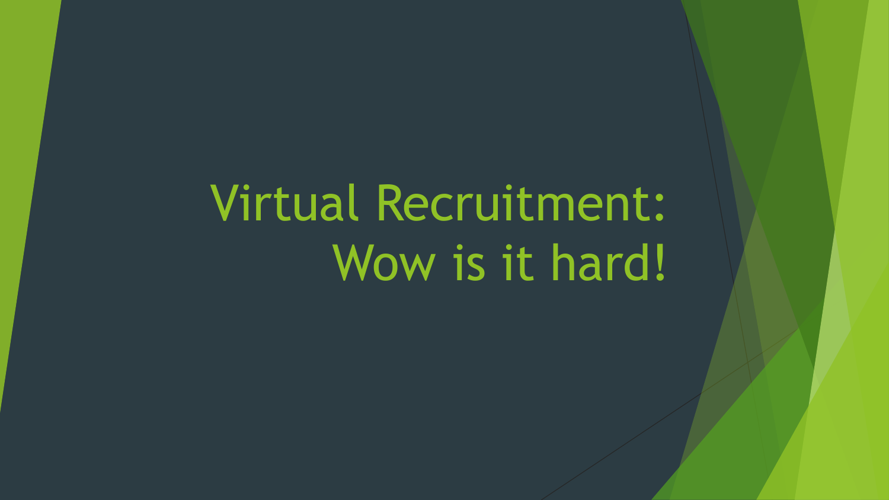# Virtual Recruitment: Wow is it hard!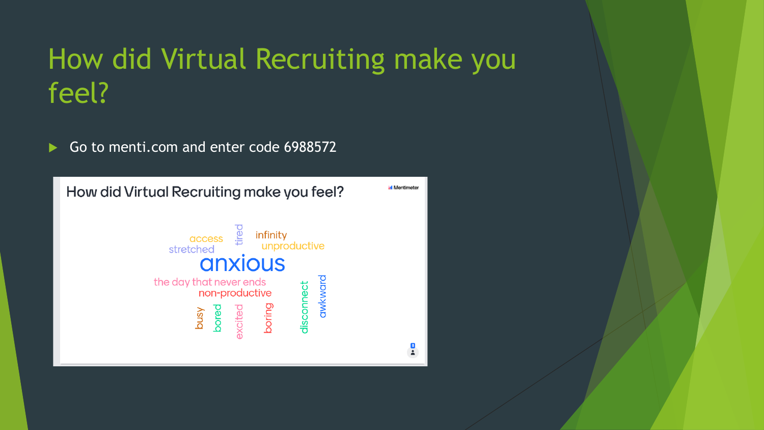# How did Virtual Recruiting make you feel?

- Go to menti.com and enter code 6988572

How did Virtual Recruiting make you feel?

Mentimeter

access
tired
infinity
stretched
unproductive
anxious
the day that never ends
non-productive
busy
bored
excited
boring
disconnect
awkward

8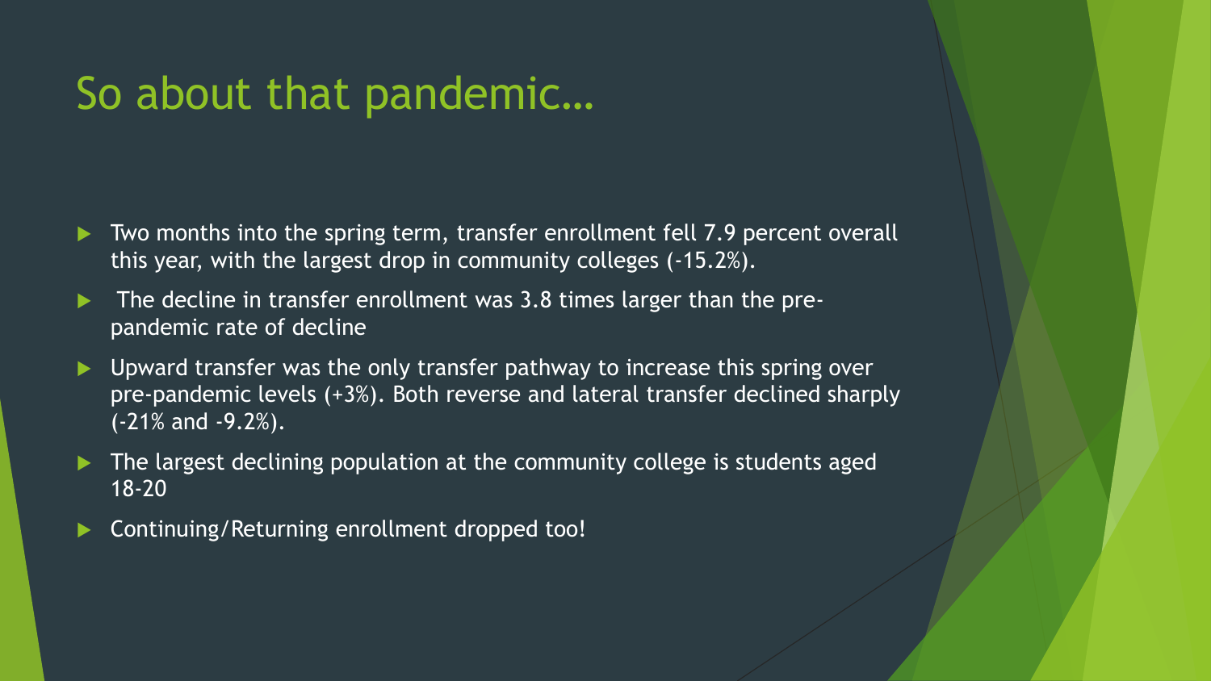# So about that pandemic…

- Two months into the spring term, transfer enrollment fell 7.9 percent overall this year, with the largest drop in community colleges (-15.2%).
- The decline in transfer enrollment was 3.8 times larger than the pre-pandemic rate of decline
- Upward transfer was the only transfer pathway to increase this spring over pre-pandemic levels (+3%). Both reverse and lateral transfer declined sharply (-21% and -9.2%).
- The largest declining population at the community college is students aged 18-20
- Continuing/Returning enrollment dropped too!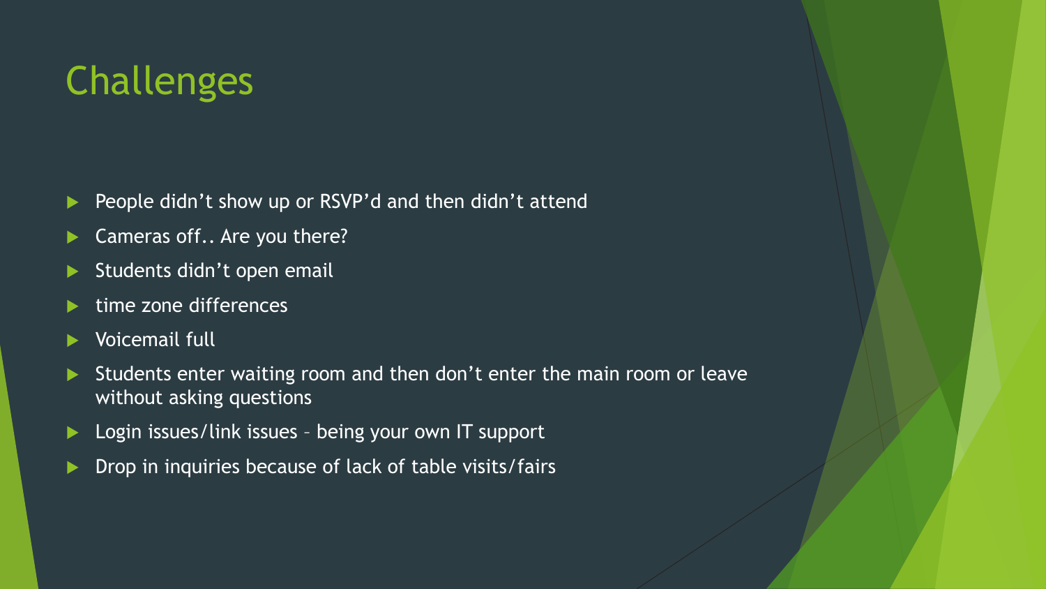# Challenges

- People didn’t show up or RSVP’d and then didn’t attend
- Cameras off.. Are you there?
- Students didn’t open email
- time zone differences
- Voicemail full
- Students enter waiting room and then don’t enter the main room or leave without asking questions
- Login issues/link issues – being your own IT support
- Drop in inquiries because of lack of table visits/fairs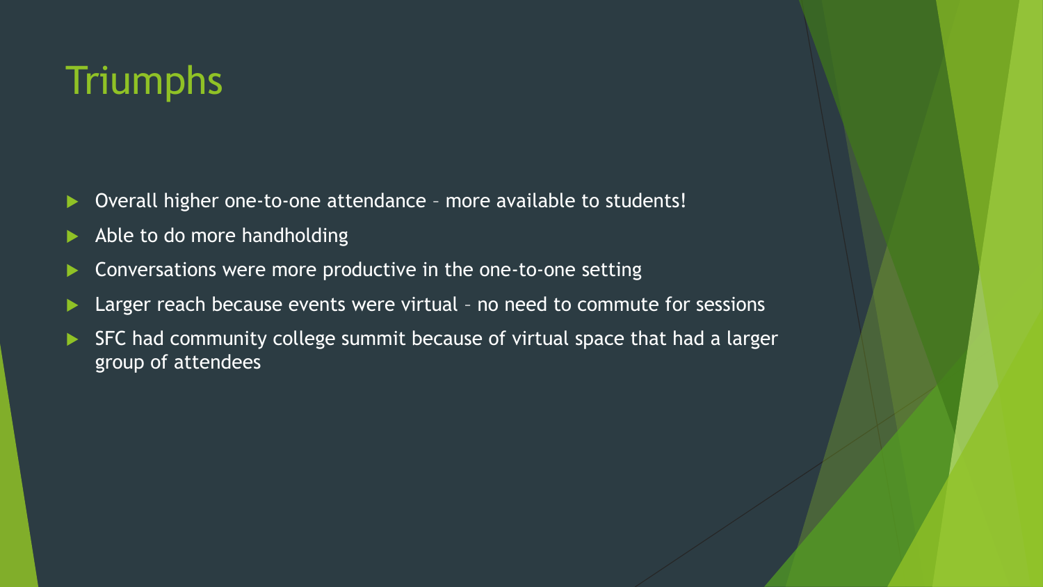# Triumphs

- Overall higher one-to-one attendance – more available to students!
- Able to do more handholding
- Conversations were more productive in the one-to-one setting
- Larger reach because events were virtual – no need to commute for sessions
- SFC had community college summit because of virtual space that had a larger group of attendees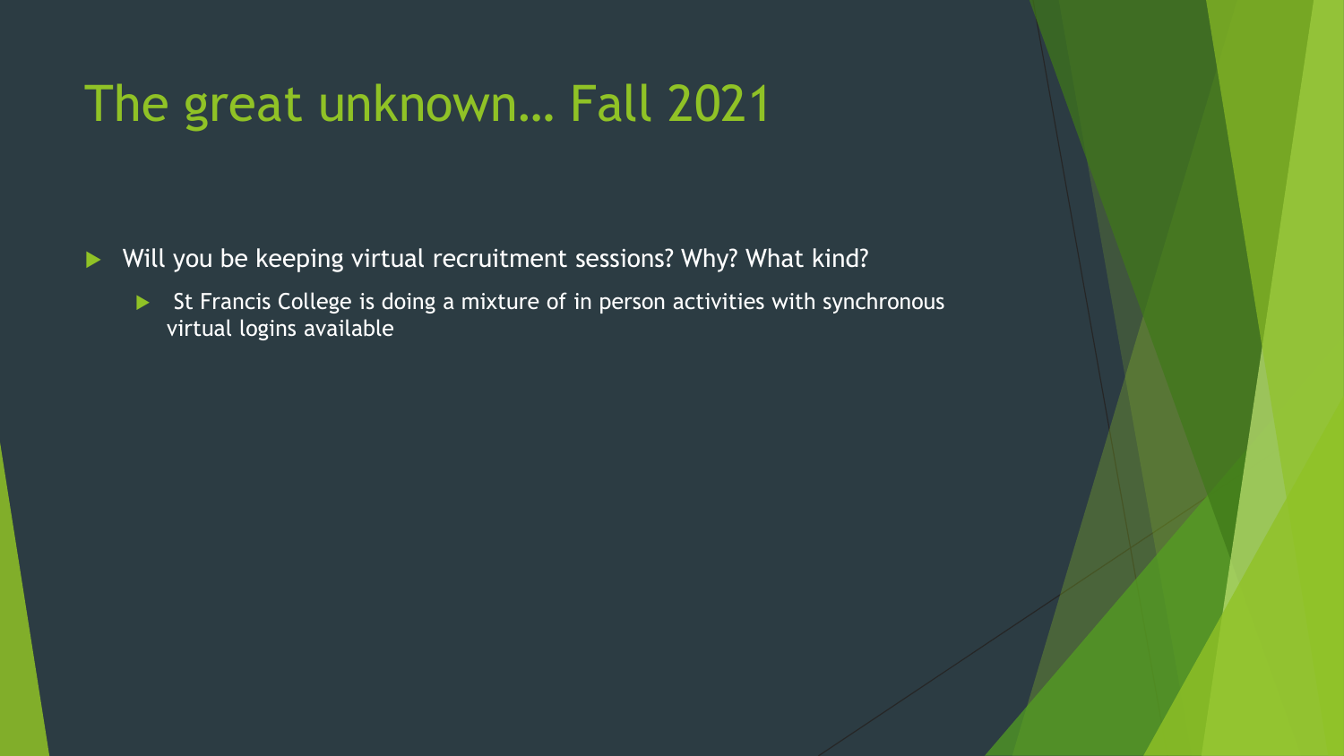# The great unknown… Fall 2021

- Will you be keeping virtual recruitment sessions? Why? What kind?
  - St Francis College is doing a mixture of in person activities with synchronous virtual logins available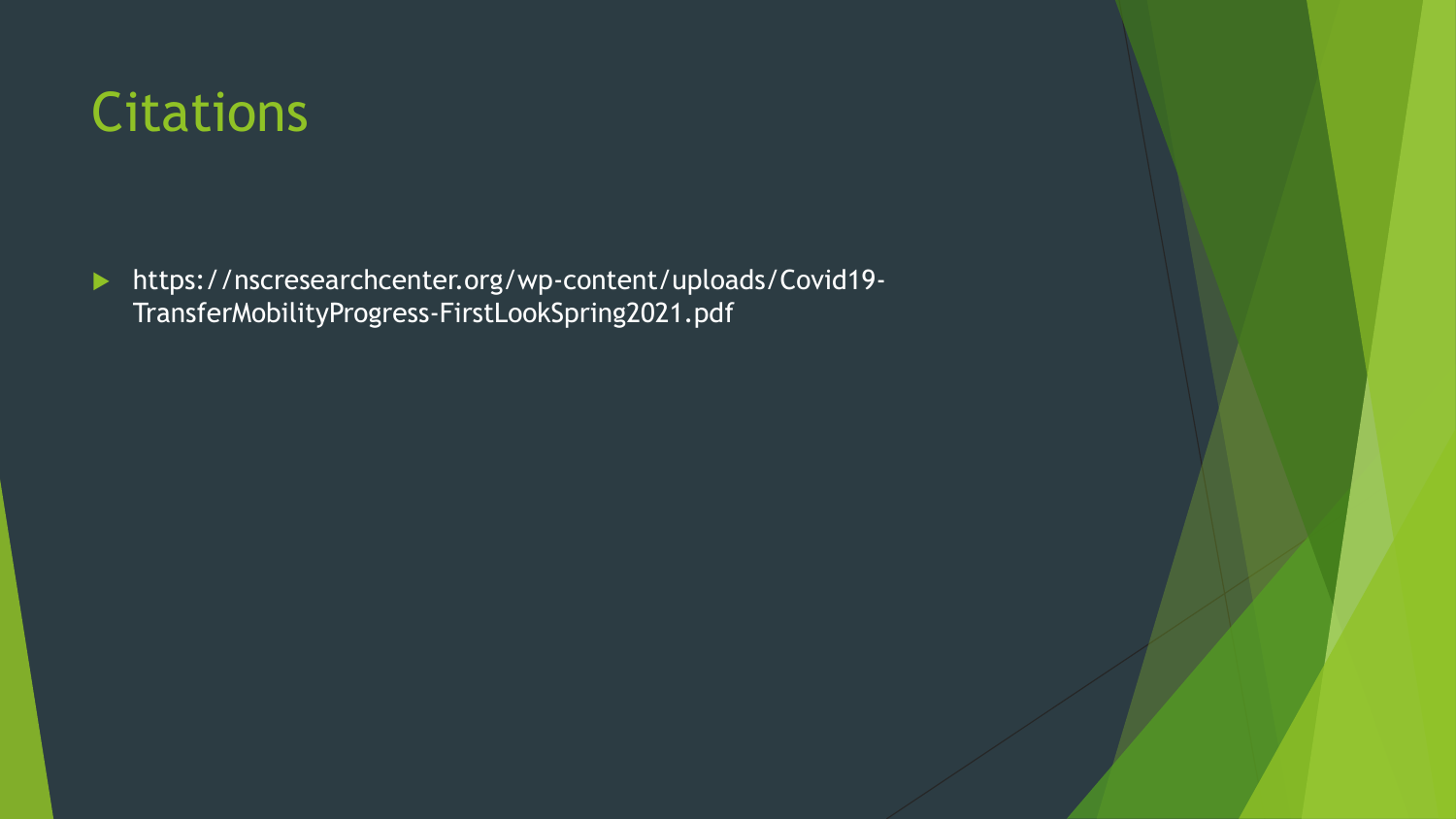# Citations

- https://nscresearchcenter.org/wp-content/uploads/Covid19-TransferMobilityProgress-FirstLookSpring2021.pdf